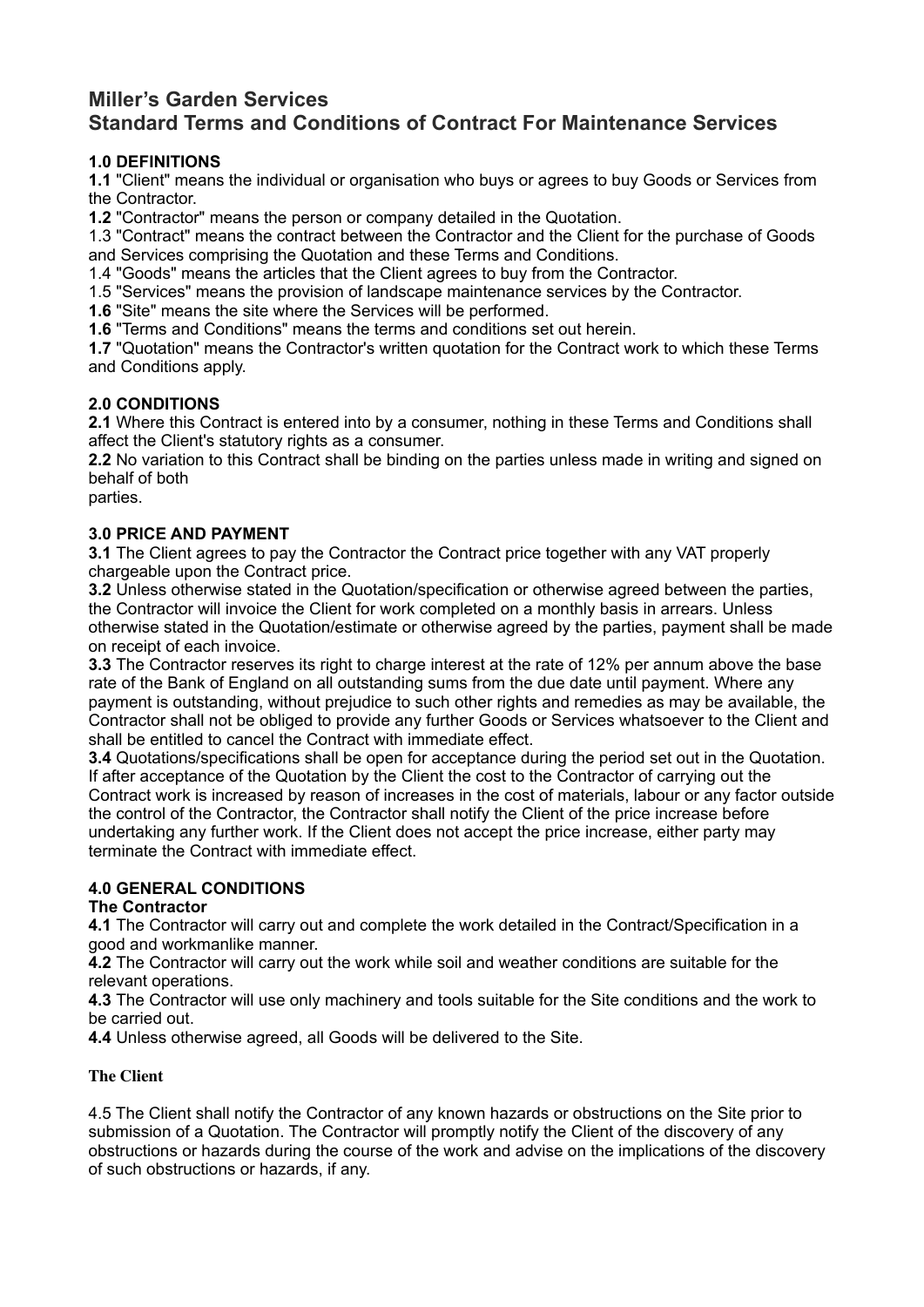## Miller's Garden Services
## Standard Terms and Conditions of Contract For Maintenance Services

### 1.0 DEFINITIONS

**1.1** "Client" means the individual or organisation who buys or agrees to buy Goods or Services from the Contractor.
**1.2** "Contractor" means the person or company detailed in the Quotation.
1.3 "Contract" means the contract between the Contractor and the Client for the purchase of Goods and Services comprising the Quotation and these Terms and Conditions.
1.4 "Goods" means the articles that the Client agrees to buy from the Contractor.
1.5 "Services" means the provision of landscape maintenance services by the Contractor.
**1.6** "Site" means the site where the Services will be performed.
**1.6** "Terms and Conditions" means the terms and conditions set out herein.
**1.7** "Quotation" means the Contractor's written quotation for the Contract work to which these Terms and Conditions apply.

### 2.0 CONDITIONS

**2.1** Where this Contract is entered into by a consumer, nothing in these Terms and Conditions shall affect the Client's statutory rights as a consumer.
**2.2** No variation to this Contract shall be binding on the parties unless made in writing and signed on behalf of both
parties.

### 3.0 PRICE AND PAYMENT

**3.1** The Client agrees to pay the Contractor the Contract price together with any VAT properly chargeable upon the Contract price.
**3.2** Unless otherwise stated in the Quotation/specification or otherwise agreed between the parties, the Contractor will invoice the Client for work completed on a monthly basis in arrears. Unless otherwise stated in the Quotation/estimate or otherwise agreed by the parties, payment shall be made on receipt of each invoice.
**3.3** The Contractor reserves its right to charge interest at the rate of 12% per annum above the base rate of the Bank of England on all outstanding sums from the due date until payment. Where any payment is outstanding, without prejudice to such other rights and remedies as may be available, the Contractor shall not be obliged to provide any further Goods or Services whatsoever to the Client and shall be entitled to cancel the Contract with immediate effect.
**3.4** Quotations/specifications shall be open for acceptance during the period set out in the Quotation. If after acceptance of the Quotation by the Client the cost to the Contractor of carrying out the Contract work is increased by reason of increases in the cost of materials, labour or any factor outside the control of the Contractor, the Contractor shall notify the Client of the price increase before undertaking any further work. If the Client does not accept the price increase, either party may terminate the Contract with immediate effect.

### 4.0 GENERAL CONDITIONS

**The Contractor**

**4.1** The Contractor will carry out and complete the work detailed in the Contract/Specification in a good and workmanlike manner.
**4.2** The Contractor will carry out the work while soil and weather conditions are suitable for the relevant operations.
**4.3** The Contractor will use only machinery and tools suitable for the Site conditions and the work to be carried out.
**4.4** Unless otherwise agreed, all Goods will be delivered to the Site.

**The Client**

4.5 The Client shall notify the Contractor of any known hazards or obstructions on the Site prior to submission of a Quotation. The Contractor will promptly notify the Client of the discovery of any obstructions or hazards during the course of the work and advise on the implications of the discovery of such obstructions or hazards, if any.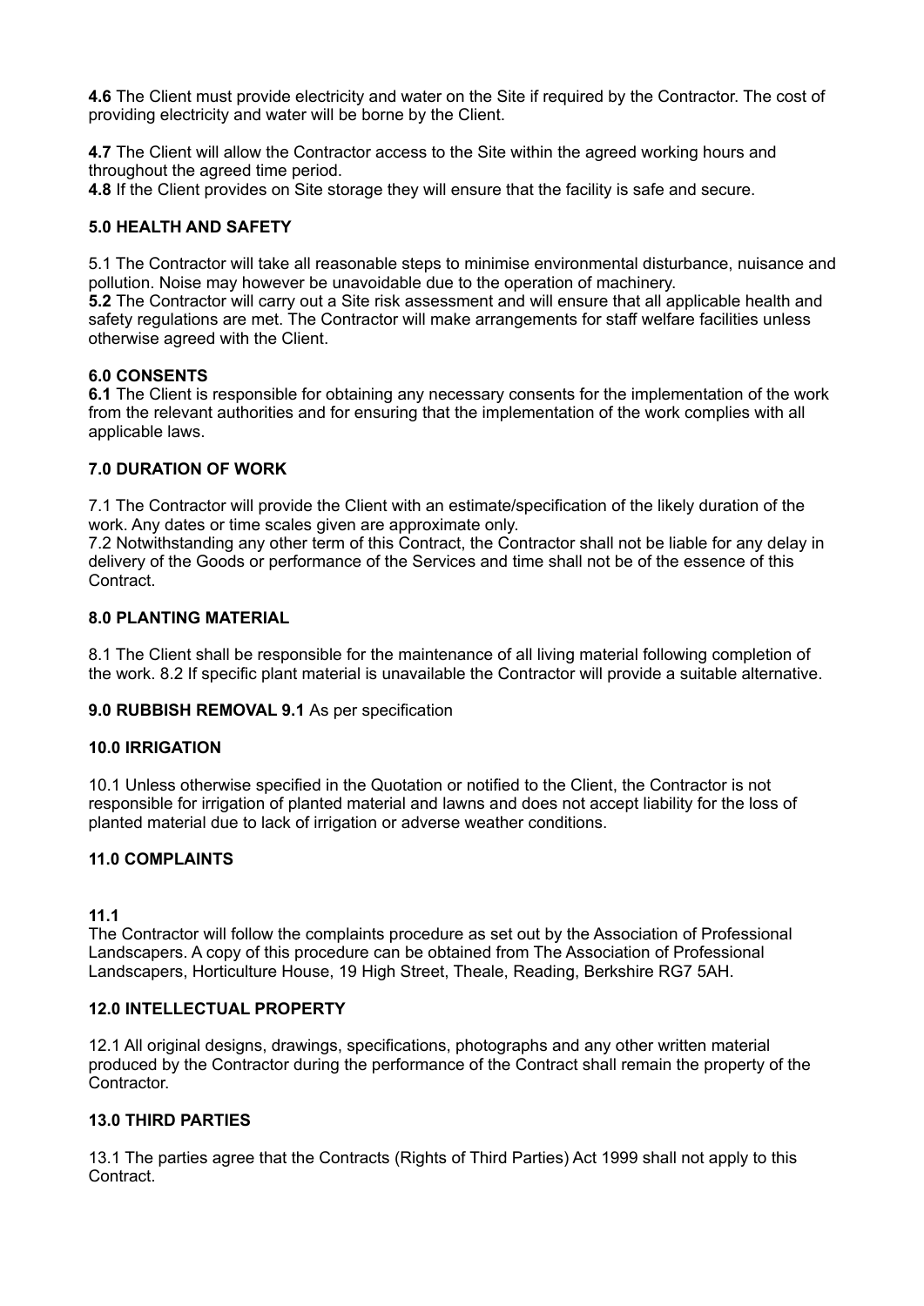**4.6** The Client must provide electricity and water on the Site if required by the Contractor. The cost of providing electricity and water will be borne by the Client.

**4.7** The Client will allow the Contractor access to the Site within the agreed working hours and throughout the agreed time period.
**4.8** If the Client provides on Site storage they will ensure that the facility is safe and secure.

**5.0 HEALTH AND SAFETY**

5.1 The Contractor will take all reasonable steps to minimise environmental disturbance, nuisance and pollution. Noise may however be unavoidable due to the operation of machinery.
**5.2** The Contractor will carry out a Site risk assessment and will ensure that all applicable health and safety regulations are met. The Contractor will make arrangements for staff welfare facilities unless otherwise agreed with the Client.

**6.0 CONSENTS**
**6.1** The Client is responsible for obtaining any necessary consents for the implementation of the work from the relevant authorities and for ensuring that the implementation of the work complies with all applicable laws.

**7.0 DURATION OF WORK**

7.1 The Contractor will provide the Client with an estimate/specification of the likely duration of the work. Any dates or time scales given are approximate only.
7.2 Notwithstanding any other term of this Contract, the Contractor shall not be liable for any delay in delivery of the Goods or performance of the Services and time shall not be of the essence of this Contract.

**8.0 PLANTING MATERIAL**

8.1 The Client shall be responsible for the maintenance of all living material following completion of the work. 8.2 If specific plant material is unavailable the Contractor will provide a suitable alternative.

**9.0 RUBBISH REMOVAL 9.1** As per specification

**10.0 IRRIGATION**

10.1 Unless otherwise specified in the Quotation or notified to the Client, the Contractor is not responsible for irrigation of planted material and lawns and does not accept liability for the loss of planted material due to lack of irrigation or adverse weather conditions.

**11.0 COMPLAINTS**

**11.1**
The Contractor will follow the complaints procedure as set out by the Association of Professional Landscapers. A copy of this procedure can be obtained from The Association of Professional Landscapers, Horticulture House, 19 High Street, Theale, Reading, Berkshire RG7 5AH.

**12.0 INTELLECTUAL PROPERTY**

12.1 All original designs, drawings, specifications, photographs and any other written material produced by the Contractor during the performance of the Contract shall remain the property of the Contractor.

**13.0 THIRD PARTIES**

13.1 The parties agree that the Contracts (Rights of Third Parties) Act 1999 shall not apply to this Contract.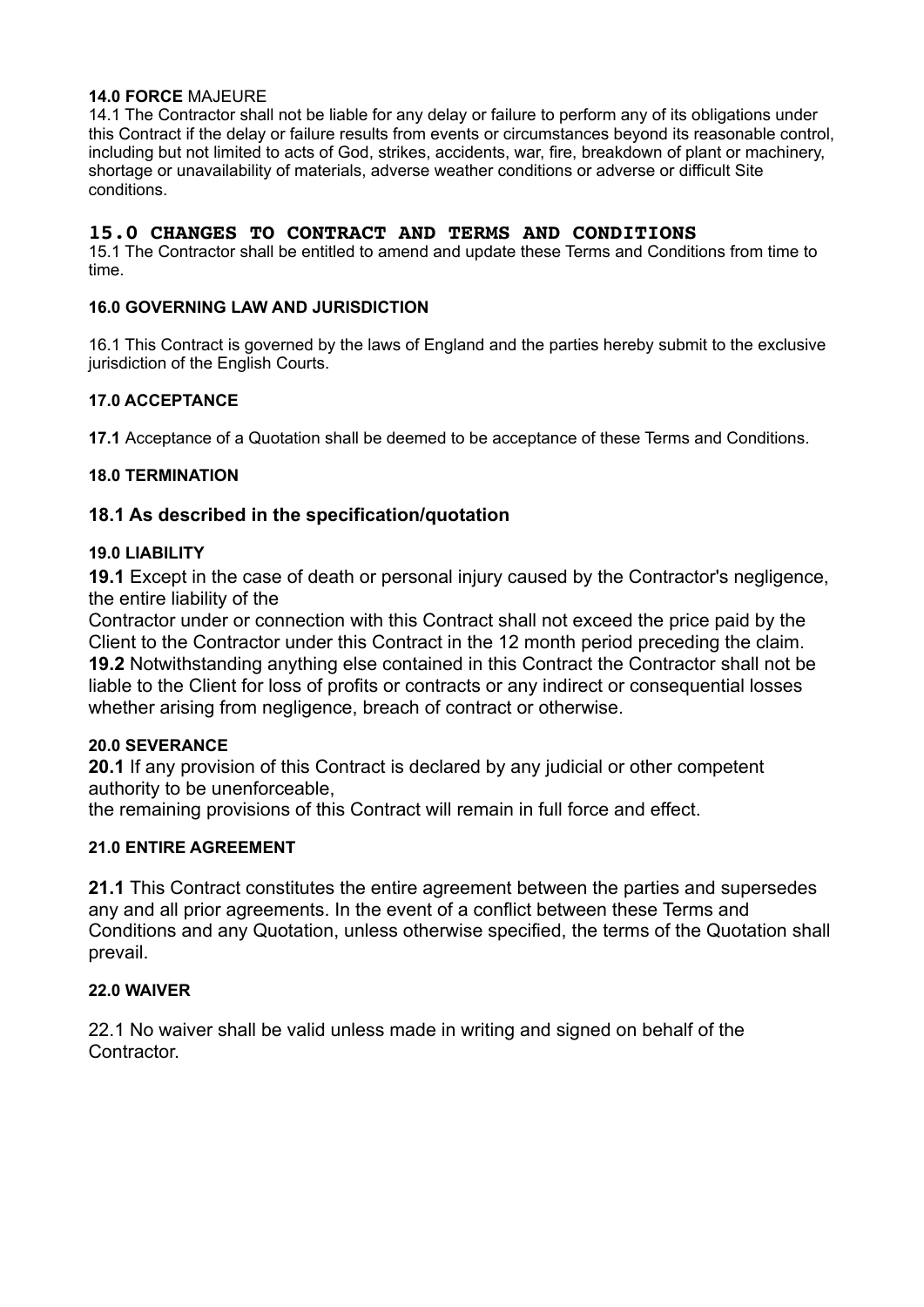**14.0 FORCE** MAJEURE

14.1 The Contractor shall not be liable for any delay or failure to perform any of its obligations under this Contract if the delay or failure results from events or circumstances beyond its reasonable control, including but not limited to acts of God, strikes, accidents, war, fire, breakdown of plant or machinery, shortage or unavailability of materials, adverse weather conditions or adverse or difficult Site conditions.

## 15.0 CHANGES TO CONTRACT AND TERMS AND CONDITIONS

15.1 The Contractor shall be entitled to amend and update these Terms and Conditions from time to time.

**16.0 GOVERNING LAW AND JURISDICTION**

16.1 This Contract is governed by the laws of England and the parties hereby submit to the exclusive jurisdiction of the English Courts.

**17.0 ACCEPTANCE**

**17.1** Acceptance of a Quotation shall be deemed to be acceptance of these Terms and Conditions.

**18.0 TERMINATION**

### 18.1 As described in the specification/quotation

**19.0 LIABILITY**

**19.1** Except in the case of death or personal injury caused by the Contractor's negligence, the entire liability of the
Contractor under or connection with this Contract shall not exceed the price paid by the Client to the Contractor under this Contract in the 12 month period preceding the claim.
**19.2** Notwithstanding anything else contained in this Contract the Contractor shall not be liable to the Client for loss of profits or contracts or any indirect or consequential losses whether arising from negligence, breach of contract or otherwise.

**20.0 SEVERANCE**

**20.1** If any provision of this Contract is declared by any judicial or other competent authority to be unenforceable,
the remaining provisions of this Contract will remain in full force and effect.

**21.0 ENTIRE AGREEMENT**

**21.1** This Contract constitutes the entire agreement between the parties and supersedes any and all prior agreements. In the event of a conflict between these Terms and Conditions and any Quotation, unless otherwise specified, the terms of the Quotation shall prevail.

**22.0 WAIVER**

22.1 No waiver shall be valid unless made in writing and signed on behalf of the Contractor.